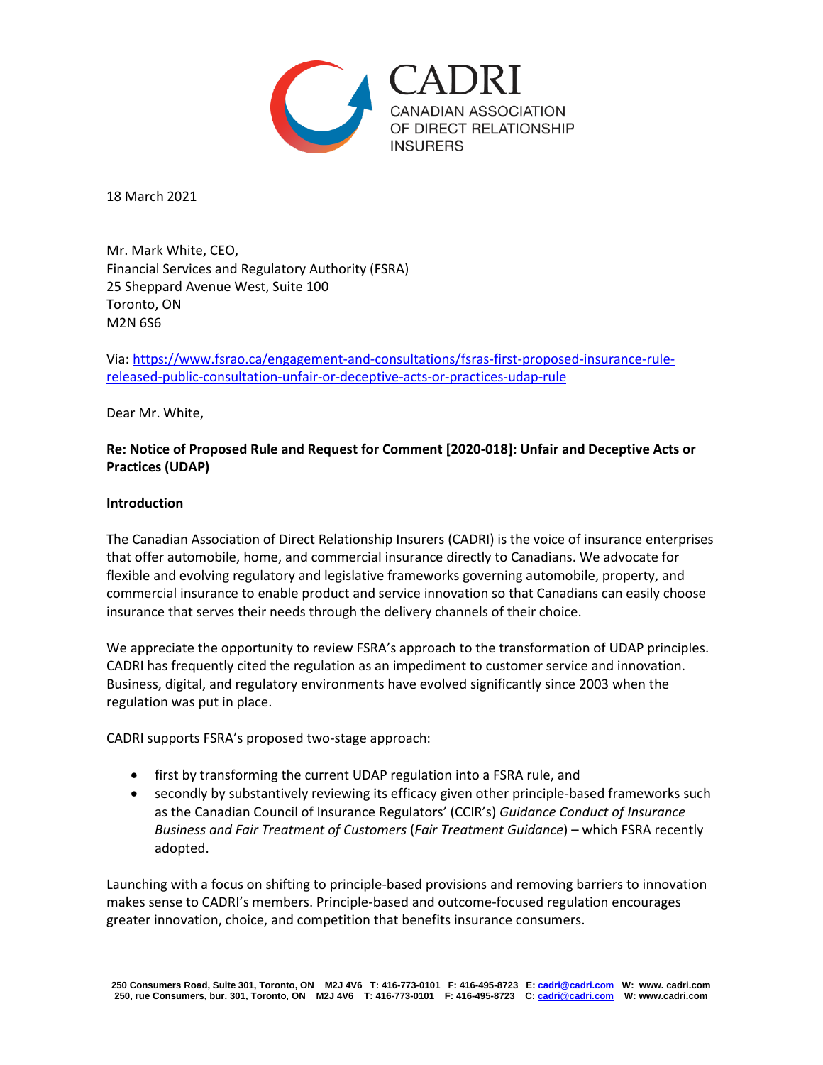CADRI

CANADIAN ASSOCIATION OF DIRECT RELATIONSHIP INSURERS

18 March 2021

Mr. Mark White, CEO,
Financial Services and Regulatory Authority (FSRA)
25 Sheppard Avenue West, Suite 100
Toronto, ON
M2N 6S6

Via: [https://www.fsrao.ca/engagement-and-consultations/fsras-first-proposed-insurance-rule-released-public-consultation-unfair-or-deceptive-acts-or-practices-udap-rule](https://www.fsrao.ca/engagement-and-consultations/fsras-first-proposed-insurance-rule-released-public-consultation-unfair-or-deceptive-acts-or-practices-udap-rule)

Dear Mr. White,

**Re: Notice of Proposed Rule and Request for Comment [2020-018]: Unfair and Deceptive Acts or Practices (UDAP)**

**Introduction**

The Canadian Association of Direct Relationship Insurers (CADRI) is the voice of insurance enterprises that offer automobile, home, and commercial insurance directly to Canadians. We advocate for flexible and evolving regulatory and legislative frameworks governing automobile, property, and commercial insurance to enable product and service innovation so that Canadians can easily choose insurance that serves their needs through the delivery channels of their choice.

We appreciate the opportunity to review FSRA's approach to the transformation of UDAP principles. CADRI has frequently cited the regulation as an impediment to customer service and innovation. Business, digital, and regulatory environments have evolved significantly since 2003 when the regulation was put in place.

CADRI supports FSRA's proposed two-stage approach:

- first by transforming the current UDAP regulation into a FSRA rule, and
- secondly by substantively reviewing its efficacy given other principle-based frameworks such as the Canadian Council of Insurance Regulators' (CCIR's) *Guidance Conduct of Insurance Business and Fair Treatment of Customers* (*Fair Treatment Guidance*) – which FSRA recently adopted.

Launching with a focus on shifting to principle-based provisions and removing barriers to innovation makes sense to CADRI's members. Principle-based and outcome-focused regulation encourages greater innovation, choice, and competition that benefits insurance consumers.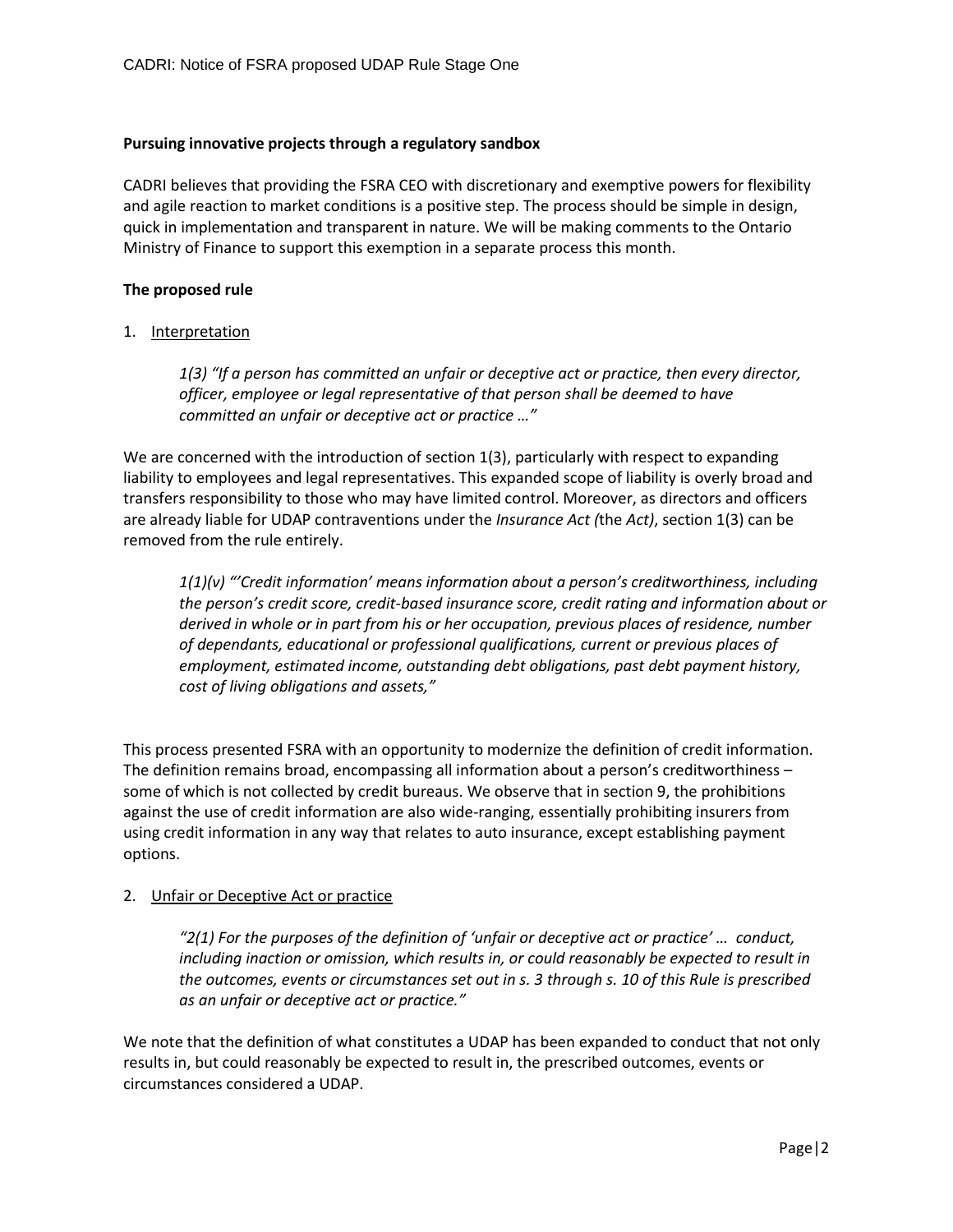**Pursuing innovative projects through a regulatory sandbox**

CADRI believes that providing the FSRA CEO with discretionary and exemptive powers for flexibility and agile reaction to market conditions is a positive step. The process should be simple in design, quick in implementation and transparent in nature. We will be making comments to the Ontario Ministry of Finance to support this exemption in a separate process this month.

**The proposed rule**

1. Interpretation

> *1(3) "If a person has committed an unfair or deceptive act or practice, then every director, officer, employee or legal representative of that person shall be deemed to have committed an unfair or deceptive act or practice …"*

We are concerned with the introduction of section 1(3), particularly with respect to expanding liability to employees and legal representatives. This expanded scope of liability is overly broad and transfers responsibility to those who may have limited control. Moreover, as directors and officers are already liable for UDAP contraventions under the *Insurance Act (*the *Act)*, section 1(3) can be removed from the rule entirely.

> *1(1)(v) "'Credit information' means information about a person's creditworthiness, including the person's credit score, credit-based insurance score, credit rating and information about or derived in whole or in part from his or her occupation, previous places of residence, number of dependants, educational or professional qualifications, current or previous places of employment, estimated income, outstanding debt obligations, past debt payment history, cost of living obligations and assets,"*

This process presented FSRA with an opportunity to modernize the definition of credit information. The definition remains broad, encompassing all information about a person's creditworthiness – some of which is not collected by credit bureaus. We observe that in section 9, the prohibitions against the use of credit information are also wide-ranging, essentially prohibiting insurers from using credit information in any way that relates to auto insurance, except establishing payment options.

2. Unfair or Deceptive Act or practice

> *"2(1) For the purposes of the definition of 'unfair or deceptive act or practice' … conduct, including inaction or omission, which results in, or could reasonably be expected to result in the outcomes, events or circumstances set out in s. 3 through s. 10 of this Rule is prescribed as an unfair or deceptive act or practice."*

We note that the definition of what constitutes a UDAP has been expanded to conduct that not only results in, but could reasonably be expected to result in, the prescribed outcomes, events or circumstances considered a UDAP.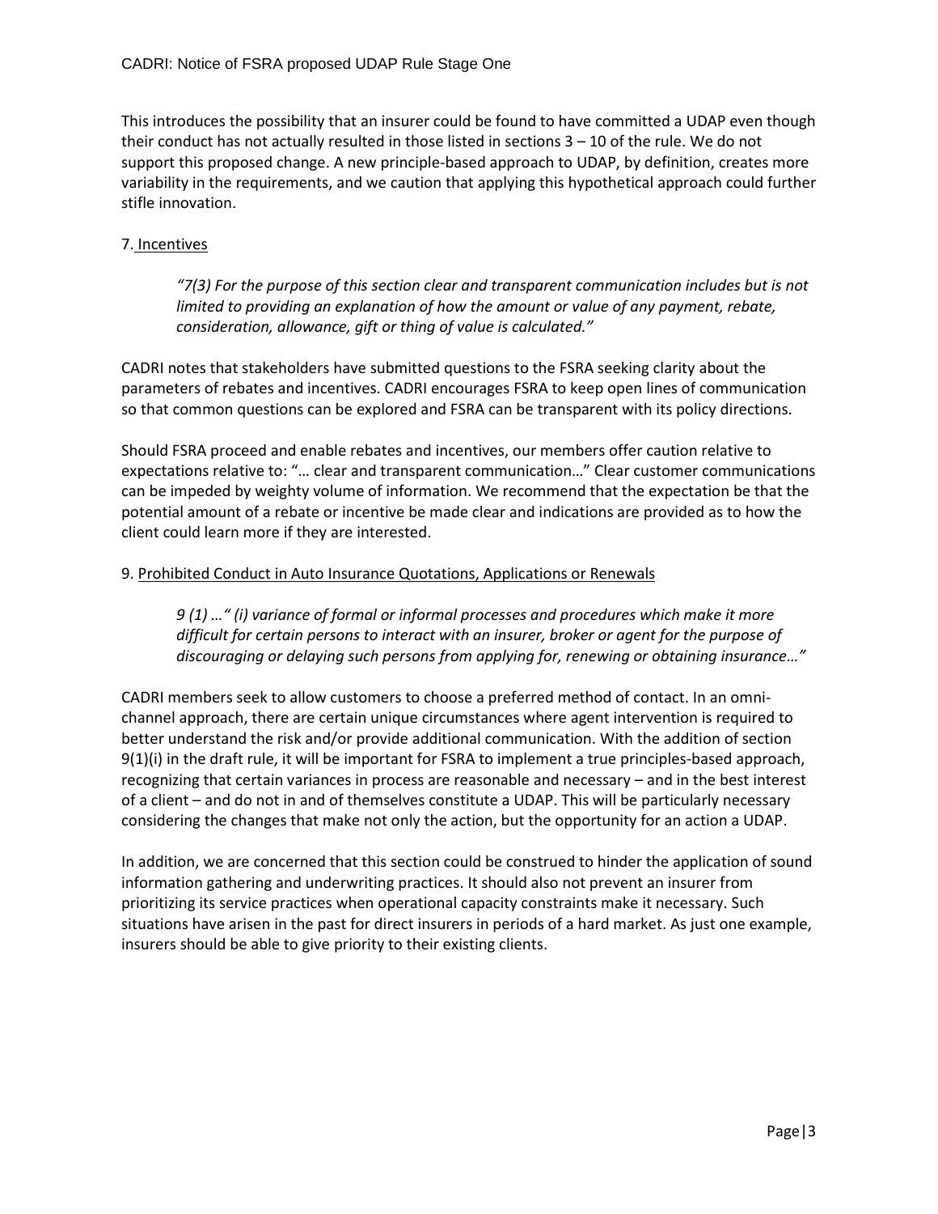This introduces the possibility that an insurer could be found to have committed a UDAP even though their conduct has not actually resulted in those listed in sections 3 – 10 of the rule. We do not support this proposed change. A new principle-based approach to UDAP, by definition, creates more variability in the requirements, and we caution that applying this hypothetical approach could further stifle innovation.

7. Incentives

> *"7(3) For the purpose of this section clear and transparent communication includes but is not limited to providing an explanation of how the amount or value of any payment, rebate, consideration, allowance, gift or thing of value is calculated."*

CADRI notes that stakeholders have submitted questions to the FSRA seeking clarity about the parameters of rebates and incentives. CADRI encourages FSRA to keep open lines of communication so that common questions can be explored and FSRA can be transparent with its policy directions.

Should FSRA proceed and enable rebates and incentives, our members offer caution relative to expectations relative to: "… clear and transparent communication…" Clear customer communications can be impeded by weighty volume of information. We recommend that the expectation be that the potential amount of a rebate or incentive be made clear and indications are provided as to how the client could learn more if they are interested.

9. Prohibited Conduct in Auto Insurance Quotations, Applications or Renewals

> *9 (1) …" (i) variance of formal or informal processes and procedures which make it more difficult for certain persons to interact with an insurer, broker or agent for the purpose of discouraging or delaying such persons from applying for, renewing or obtaining insurance…"*

CADRI members seek to allow customers to choose a preferred method of contact. In an omni-channel approach, there are certain unique circumstances where agent intervention is required to better understand the risk and/or provide additional communication. With the addition of section 9(1)(i) in the draft rule, it will be important for FSRA to implement a true principles-based approach, recognizing that certain variances in process are reasonable and necessary – and in the best interest of a client – and do not in and of themselves constitute a UDAP. This will be particularly necessary considering the changes that make not only the action, but the opportunity for an action a UDAP.

In addition, we are concerned that this section could be construed to hinder the application of sound information gathering and underwriting practices. It should also not prevent an insurer from prioritizing its service practices when operational capacity constraints make it necessary. Such situations have arisen in the past for direct insurers in periods of a hard market. As just one example, insurers should be able to give priority to their existing clients.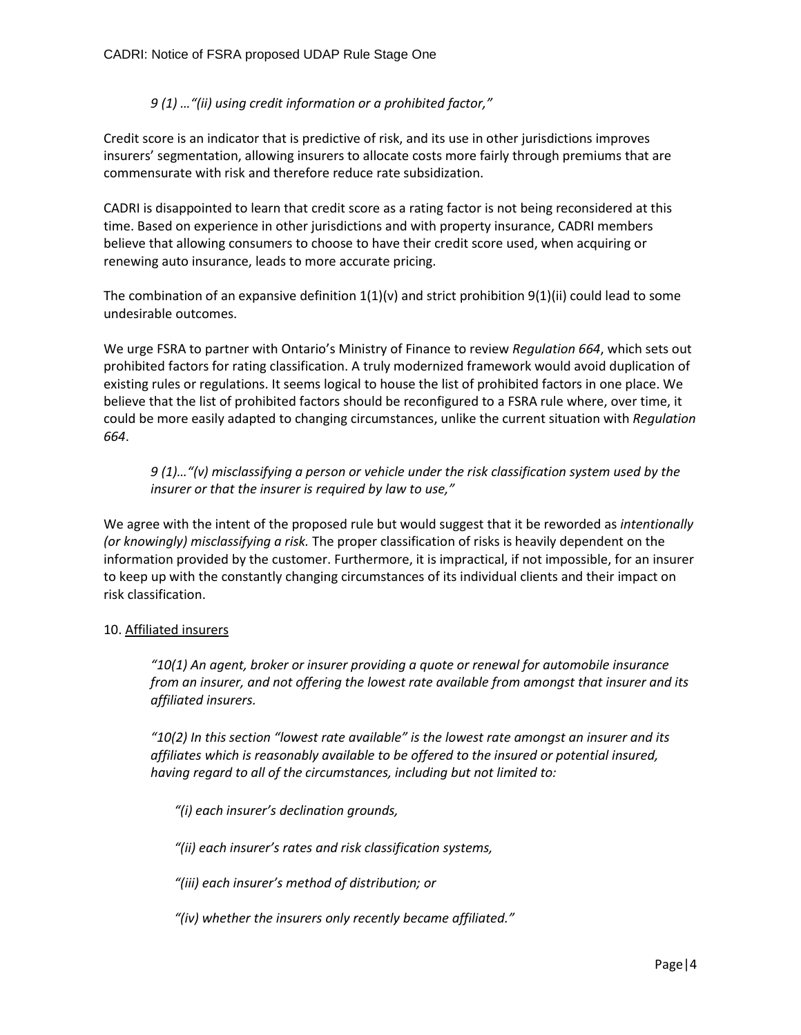*9 (1) …"(ii) using credit information or a prohibited factor,"*

Credit score is an indicator that is predictive of risk, and its use in other jurisdictions improves insurers' segmentation, allowing insurers to allocate costs more fairly through premiums that are commensurate with risk and therefore reduce rate subsidization.

CADRI is disappointed to learn that credit score as a rating factor is not being reconsidered at this time. Based on experience in other jurisdictions and with property insurance, CADRI members believe that allowing consumers to choose to have their credit score used, when acquiring or renewing auto insurance, leads to more accurate pricing.

The combination of an expansive definition 1(1)(v) and strict prohibition 9(1)(ii) could lead to some undesirable outcomes.

We urge FSRA to partner with Ontario's Ministry of Finance to review *Regulation 664*, which sets out prohibited factors for rating classification. A truly modernized framework would avoid duplication of existing rules or regulations. It seems logical to house the list of prohibited factors in one place. We believe that the list of prohibited factors should be reconfigured to a FSRA rule where, over time, it could be more easily adapted to changing circumstances, unlike the current situation with *Regulation 664*.

*9 (1)…"(v) misclassifying a person or vehicle under the risk classification system used by the insurer or that the insurer is required by law to use,"*

We agree with the intent of the proposed rule but would suggest that it be reworded as *intentionally (or knowingly) misclassifying a risk.* The proper classification of risks is heavily dependent on the information provided by the customer. Furthermore, it is impractical, if not impossible, for an insurer to keep up with the constantly changing circumstances of its individual clients and their impact on risk classification.

10. Affiliated insurers

*"10(1) An agent, broker or insurer providing a quote or renewal for automobile insurance from an insurer, and not offering the lowest rate available from amongst that insurer and its affiliated insurers.*

*"10(2) In this section "lowest rate available" is the lowest rate amongst an insurer and its affiliates which is reasonably available to be offered to the insured or potential insured, having regard to all of the circumstances, including but not limited to:*

*"(i) each insurer's declination grounds,*

*"(ii) each insurer's rates and risk classification systems,*

*"(iii) each insurer's method of distribution; or*

*"(iv) whether the insurers only recently became affiliated."*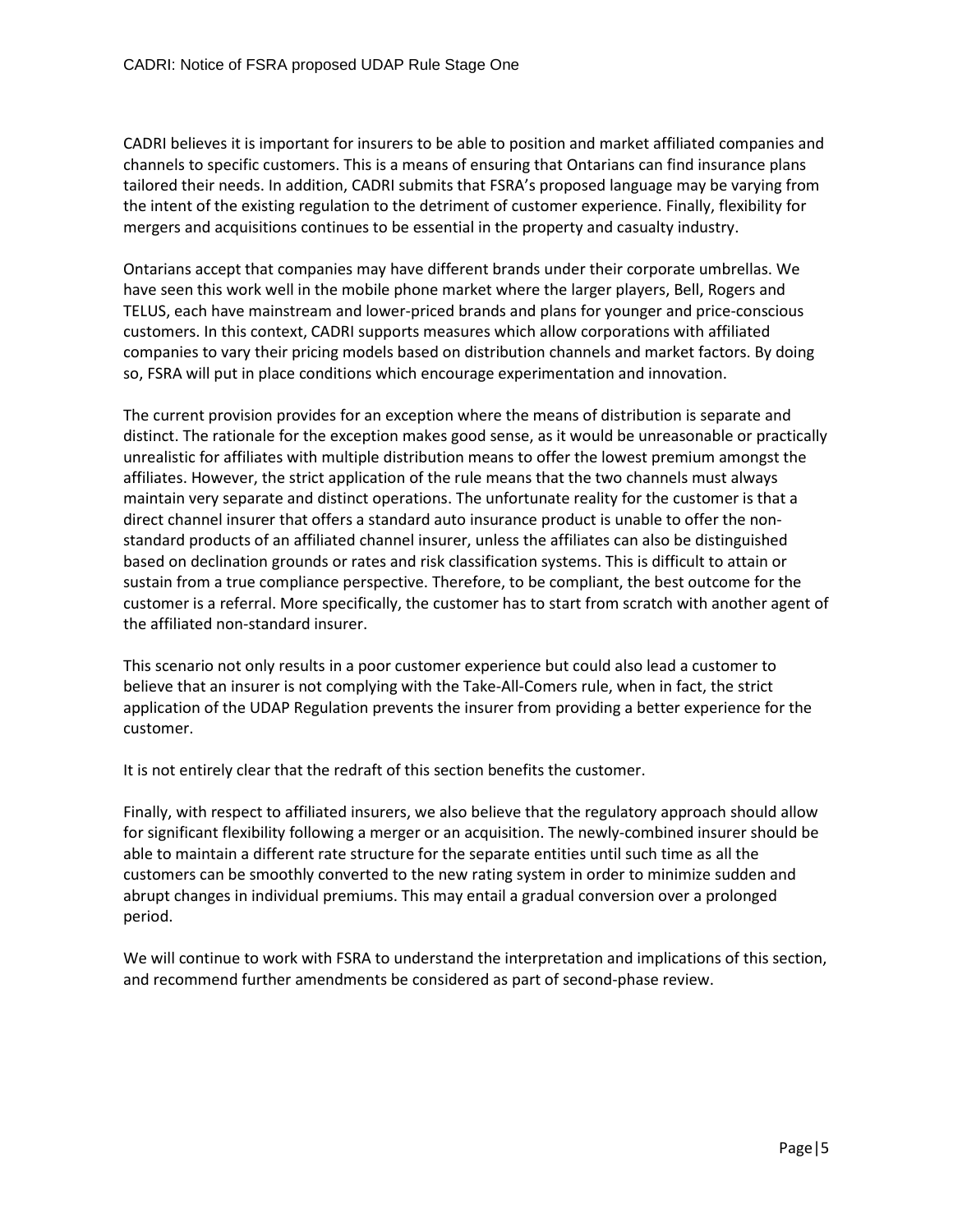CADRI believes it is important for insurers to be able to position and market affiliated companies and channels to specific customers. This is a means of ensuring that Ontarians can find insurance plans tailored their needs. In addition, CADRI submits that FSRA's proposed language may be varying from the intent of the existing regulation to the detriment of customer experience. Finally, flexibility for mergers and acquisitions continues to be essential in the property and casualty industry.

Ontarians accept that companies may have different brands under their corporate umbrellas. We have seen this work well in the mobile phone market where the larger players, Bell, Rogers and TELUS, each have mainstream and lower-priced brands and plans for younger and price-conscious customers. In this context, CADRI supports measures which allow corporations with affiliated companies to vary their pricing models based on distribution channels and market factors. By doing so, FSRA will put in place conditions which encourage experimentation and innovation.

The current provision provides for an exception where the means of distribution is separate and distinct. The rationale for the exception makes good sense, as it would be unreasonable or practically unrealistic for affiliates with multiple distribution means to offer the lowest premium amongst the affiliates. However, the strict application of the rule means that the two channels must always maintain very separate and distinct operations. The unfortunate reality for the customer is that a direct channel insurer that offers a standard auto insurance product is unable to offer the non-standard products of an affiliated channel insurer, unless the affiliates can also be distinguished based on declination grounds or rates and risk classification systems. This is difficult to attain or sustain from a true compliance perspective. Therefore, to be compliant, the best outcome for the customer is a referral. More specifically, the customer has to start from scratch with another agent of the affiliated non-standard insurer.

This scenario not only results in a poor customer experience but could also lead a customer to believe that an insurer is not complying with the Take-All-Comers rule, when in fact, the strict application of the UDAP Regulation prevents the insurer from providing a better experience for the customer.

It is not entirely clear that the redraft of this section benefits the customer.

Finally, with respect to affiliated insurers, we also believe that the regulatory approach should allow for significant flexibility following a merger or an acquisition. The newly-combined insurer should be able to maintain a different rate structure for the separate entities until such time as all the customers can be smoothly converted to the new rating system in order to minimize sudden and abrupt changes in individual premiums. This may entail a gradual conversion over a prolonged period.

We will continue to work with FSRA to understand the interpretation and implications of this section, and recommend further amendments be considered as part of second-phase review.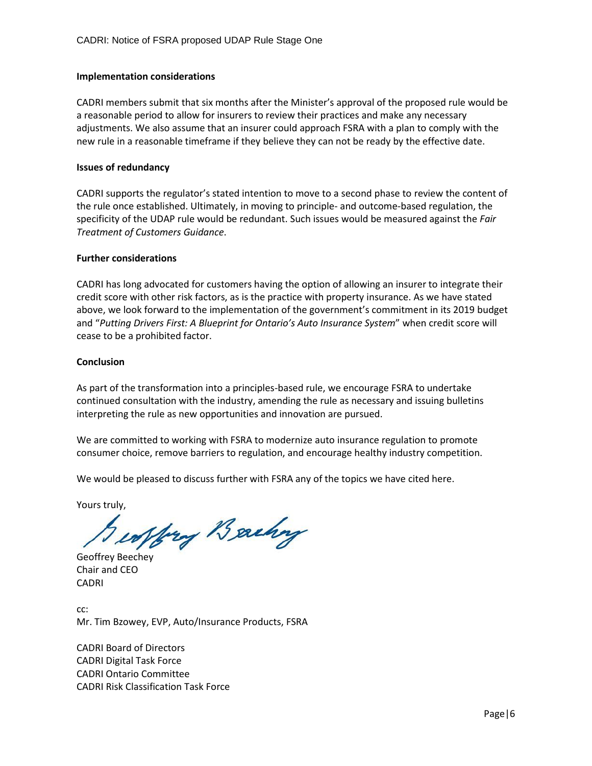**Implementation considerations**

CADRI members submit that six months after the Minister's approval of the proposed rule would be a reasonable period to allow for insurers to review their practices and make any necessary adjustments. We also assume that an insurer could approach FSRA with a plan to comply with the new rule in a reasonable timeframe if they believe they can not be ready by the effective date.

**Issues of redundancy**

CADRI supports the regulator's stated intention to move to a second phase to review the content of the rule once established. Ultimately, in moving to principle- and outcome-based regulation, the specificity of the UDAP rule would be redundant. Such issues would be measured against the *Fair Treatment of Customers Guidance*.

**Further considerations**

CADRI has long advocated for customers having the option of allowing an insurer to integrate their credit score with other risk factors, as is the practice with property insurance. As we have stated above, we look forward to the implementation of the government's commitment in its 2019 budget and "*Putting Drivers First: A Blueprint for Ontario's Auto Insurance System*" when credit score will cease to be a prohibited factor.

**Conclusion**

As part of the transformation into a principles-based rule, we encourage FSRA to undertake continued consultation with the industry, amending the rule as necessary and issuing bulletins interpreting the rule as new opportunities and innovation are pursued.

We are committed to working with FSRA to modernize auto insurance regulation to promote consumer choice, remove barriers to regulation, and encourage healthy industry competition.

We would be pleased to discuss further with FSRA any of the topics we have cited here.

Yours truly,

Geoffrey Beechey
Chair and CEO
CADRI

cc:
Mr. Tim Bzowey, EVP, Auto/Insurance Products, FSRA

CADRI Board of Directors
CADRI Digital Task Force
CADRI Ontario Committee
CADRI Risk Classification Task Force